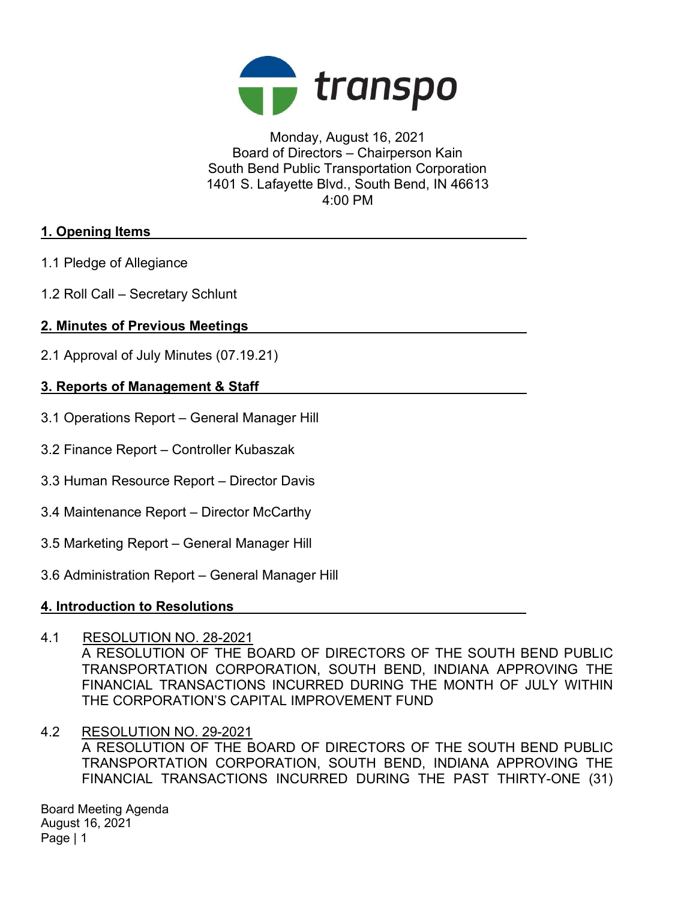transpo

Monday, August 16, 2021
Board of Directors – Chairperson Kain
South Bend Public Transportation Corporation
1401 S. Lafayette Blvd., South Bend, IN 46613
4:00 PM

## 1. Opening Items

1.1 Pledge of Allegiance

1.2 Roll Call – Secretary Schlunt

## 2. Minutes of Previous Meetings

2.1 Approval of July Minutes (07.19.21)

## 3. Reports of Management & Staff

3.1 Operations Report – General Manager Hill

3.2 Finance Report – Controller Kubaszak

3.3 Human Resource Report – Director Davis

3.4 Maintenance Report – Director McCarthy

3.5 Marketing Report – General Manager Hill

3.6 Administration Report – General Manager Hill

## 4. Introduction to Resolutions

4.1 RESOLUTION NO. 28-2021
A RESOLUTION OF THE BOARD OF DIRECTORS OF THE SOUTH BEND PUBLIC TRANSPORTATION CORPORATION, SOUTH BEND, INDIANA APPROVING THE FINANCIAL TRANSACTIONS INCURRED DURING THE MONTH OF JULY WITHIN THE CORPORATION'S CAPITAL IMPROVEMENT FUND

4.2 RESOLUTION NO. 29-2021
A RESOLUTION OF THE BOARD OF DIRECTORS OF THE SOUTH BEND PUBLIC TRANSPORTATION CORPORATION, SOUTH BEND, INDIANA APPROVING THE FINANCIAL TRANSACTIONS INCURRED DURING THE PAST THIRTY-ONE (31)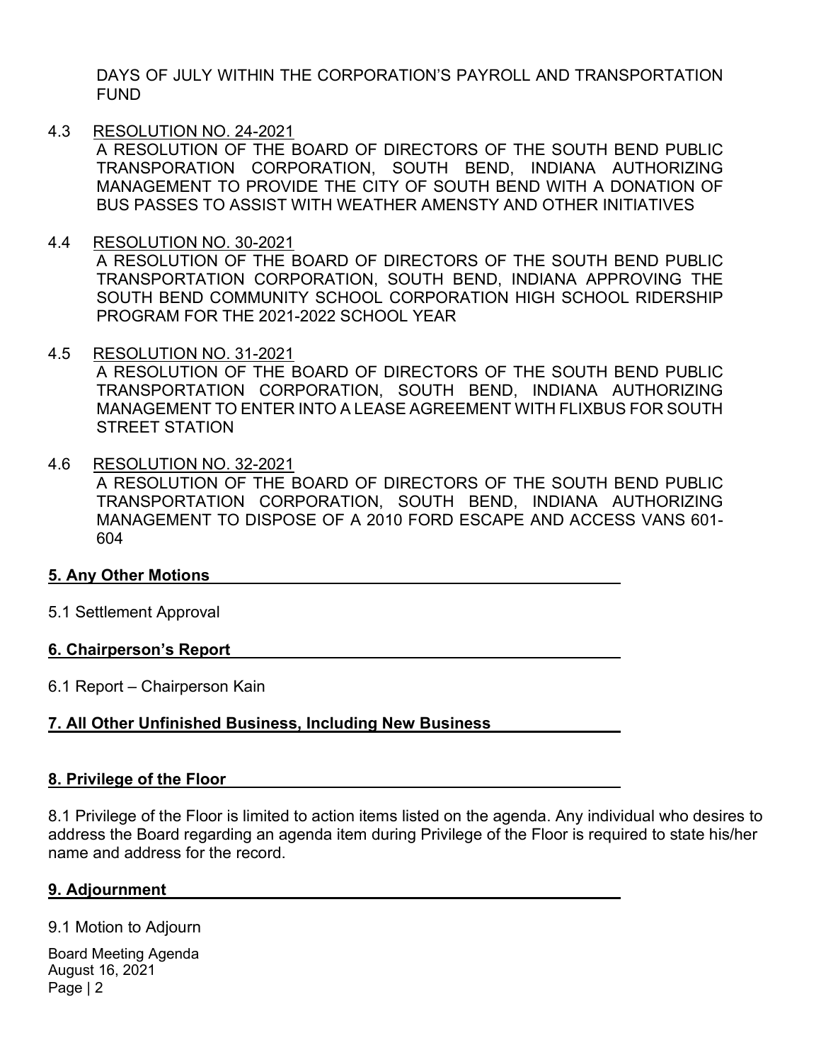DAYS OF JULY WITHIN THE CORPORATION'S PAYROLL AND TRANSPORTATION FUND

4.3 RESOLUTION NO. 24-2021

A RESOLUTION OF THE BOARD OF DIRECTORS OF THE SOUTH BEND PUBLIC TRANSPORATION CORPORATION, SOUTH BEND, INDIANA AUTHORIZING MANAGEMENT TO PROVIDE THE CITY OF SOUTH BEND WITH A DONATION OF BUS PASSES TO ASSIST WITH WEATHER AMENSTY AND OTHER INITIATIVES

4.4 RESOLUTION NO. 30-2021

A RESOLUTION OF THE BOARD OF DIRECTORS OF THE SOUTH BEND PUBLIC TRANSPORTATION CORPORATION, SOUTH BEND, INDIANA APPROVING THE SOUTH BEND COMMUNITY SCHOOL CORPORATION HIGH SCHOOL RIDERSHIP PROGRAM FOR THE 2021-2022 SCHOOL YEAR

4.5 RESOLUTION NO. 31-2021

A RESOLUTION OF THE BOARD OF DIRECTORS OF THE SOUTH BEND PUBLIC TRANSPORTATION CORPORATION, SOUTH BEND, INDIANA AUTHORIZING MANAGEMENT TO ENTER INTO A LEASE AGREEMENT WITH FLIXBUS FOR SOUTH STREET STATION

4.6 RESOLUTION NO. 32-2021

A RESOLUTION OF THE BOARD OF DIRECTORS OF THE SOUTH BEND PUBLIC TRANSPORTATION CORPORATION, SOUTH BEND, INDIANA AUTHORIZING MANAGEMENT TO DISPOSE OF A 2010 FORD ESCAPE AND ACCESS VANS 601-604

## 5. Any Other Motions

5.1 Settlement Approval

## 6. Chairperson's Report

6.1 Report – Chairperson Kain

## 7. All Other Unfinished Business, Including New Business

## 8. Privilege of the Floor

8.1 Privilege of the Floor is limited to action items listed on the agenda. Any individual who desires to address the Board regarding an agenda item during Privilege of the Floor is required to state his/her name and address for the record.

## 9. Adjournment

9.1 Motion to Adjourn